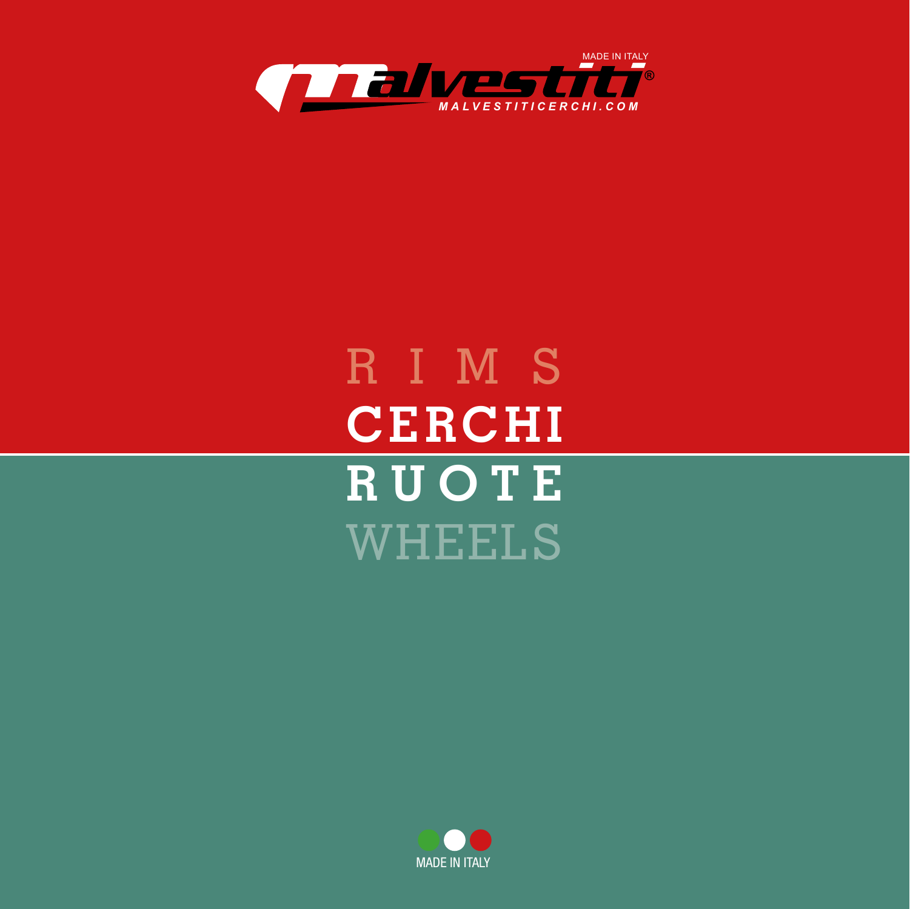MADE IN ITALY

Malvestiti®

MALVESTITICERCHI.COM

# RIMS
# CERCHI
# RUOTE
# WHEELS

MADE IN ITALY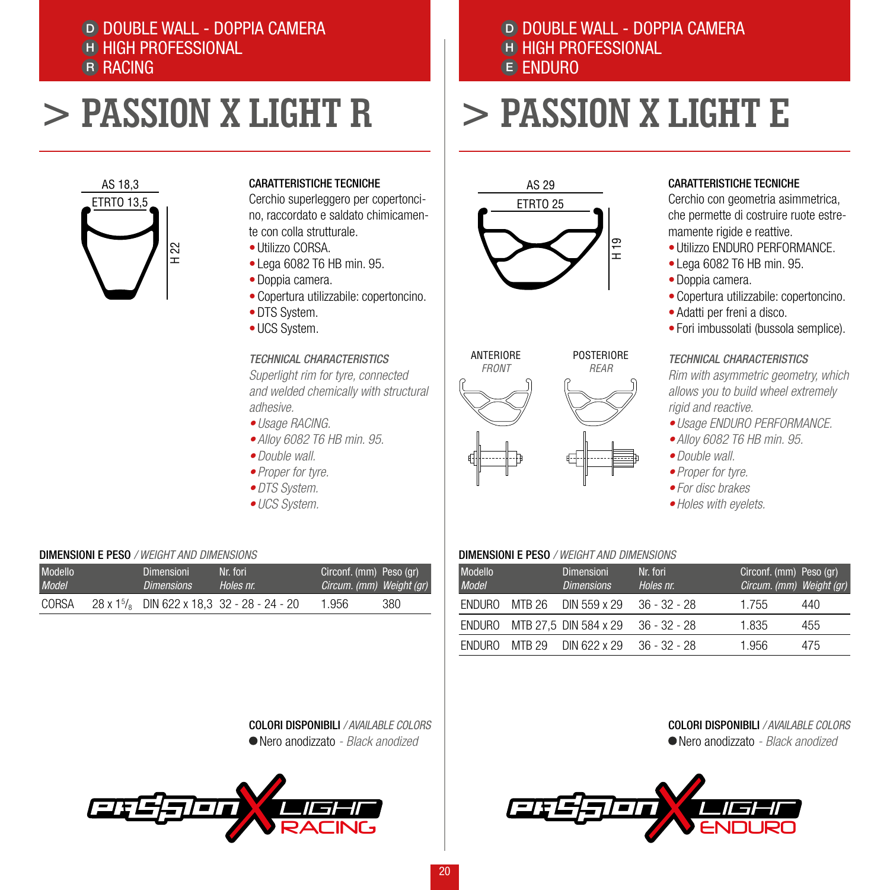**D** DOUBLE WALL - DOPPIA CAMERA
**H** HIGH PROFESSIONAL
**R** RACING

# > PASSION X LIGHT R

AS 18,3
ETRTO 13,5
H 22

### CARATTERISTICHE TECNICHE

Cerchio superleggero per copertoncino, raccordato e saldato chimicamente con colla strutturale.

- Utilizzo CORSA.
- Lega 6082 T6 HB min. 95.
- Doppia camera.
- Copertura utilizzabile: copertoncino.
- DTS System.
- UCS System.

### *TECHNICAL CHARACTERISTICS*

*Superlight rim for tyre, connected and welded chemically with structural adhesive.*

- *Usage RACING.*
- *Alloy 6082 T6 HB min. 95.*
- *Double wall.*
- *Proper for tyre.*
- *DTS System.*
- *UCS System.*

**DIMENSIONI E PESO** / *WEIGHT AND DIMENSIONS*

| Modello *Model* | | Dimensioni *Dimensions* | Nr. fori *Holes nr.* | Circonf. (mm) *Circum. (mm)* | Peso (gr) *Weight (gr)* |
|---|---|---|---|---|---|
| CORSA | 28 x 1 5/8 | DIN 622 x 18,3 | 32 - 28 - 24 - 20 | 1.956 | 380 |

**COLORI DISPONIBILI** / *AVAILABLE COLORS*

● Nero anodizzato - *Black anodized*

PASSION X LIGHT RACING

**D** DOUBLE WALL - DOPPIA CAMERA
**H** HIGH PROFESSIONAL
**E** ENDURO

# > PASSION X LIGHT E

AS 29
ETRTO 25
H 19

ANTERIORE *FRONT*    POSTERIORE *REAR*

### CARATTERISTICHE TECNICHE

Cerchio con geometria asimmetrica, che permette di costruire ruote estremamente rigide e reattive.

- Utilizzo ENDURO PERFORMANCE.
- Lega 6082 T6 HB min. 95.
- Doppia camera.
- Copertura utilizzabile: copertoncino.
- Adatti per freni a disco.
- Fori imbussolati (bussola semplice).

### *TECHNICAL CHARACTERISTICS*

*Rim with asymmetric geometry, which allows you to build wheel extremely rigid and reactive.*

- *Usage ENDURO PERFORMANCE.*
- *Alloy 6082 T6 HB min. 95.*
- *Double wall.*
- *Proper for tyre.*
- *For disc brakes*
- *Holes with eyelets.*

**DIMENSIONI E PESO** / *WEIGHT AND DIMENSIONS*

| Modello *Model* | | Dimensioni *Dimensions* | Nr. fori *Holes nr.* | Circonf. (mm) *Circum. (mm)* | Peso (gr) *Weight (gr)* |
|---|---|---|---|---|---|
| ENDURO | MTB 26 | DIN 559 x 29 | 36 - 32 - 28 | 1.755 | 440 |
| ENDURO | MTB 27,5 | DIN 584 x 29 | 36 - 32 - 28 | 1.835 | 455 |
| ENDURO | MTB 29 | DIN 622 x 29 | 36 - 32 - 28 | 1.956 | 475 |

**COLORI DISPONIBILI** / *AVAILABLE COLORS*

● Nero anodizzato - *Black anodized*

PASSION X LIGHT ENDURO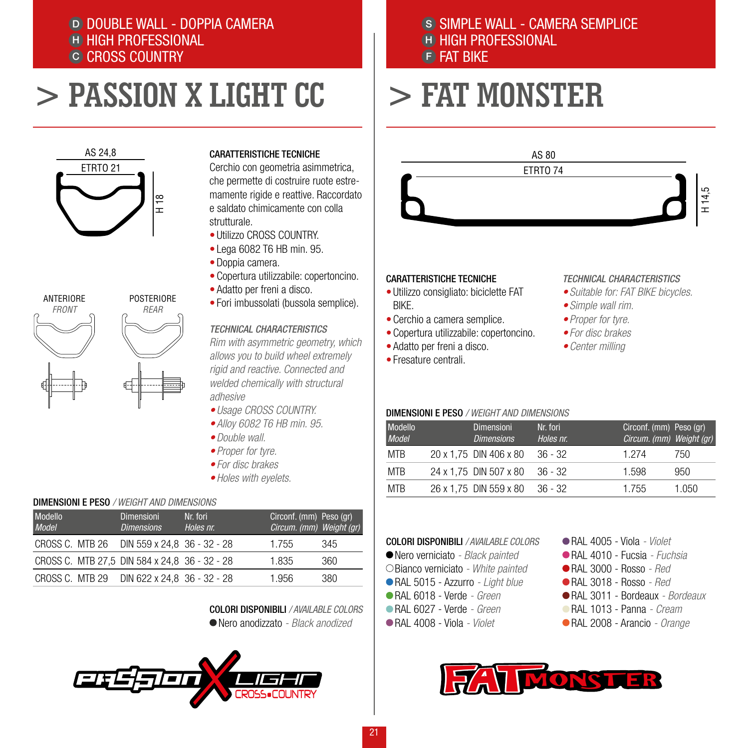**D** DOUBLE WALL - DOPPIA CAMERA
**H** HIGH PROFESSIONAL
**C** CROSS COUNTRY

# > PASSION X LIGHT CC

AS 24,8
ETRTO 21
H 18

ANTERIORE
*FRONT*

POSTERIORE
*REAR*

### CARATTERISTICHE TECNICHE

Cerchio con geometria asimmetrica, che permette di costruire ruote estremamente rigide e reattive. Raccordato e saldato chimicamente con colla strutturale.

- Utilizzo CROSS COUNTRY.
- Lega 6082 T6 HB min. 95.
- Doppia camera.
- Copertura utilizzabile: copertoncino.
- Adatto per freni a disco.
- Fori imbussolati (bussola semplice).

### *TECHNICAL CHARACTERISTICS*

*Rim with asymmetric geometry, which allows you to build wheel extremely rigid and reactive. Connected and welded chemically with structural adhesive*

- *Usage CROSS COUNTRY.*
- *Alloy 6082 T6 HB min. 95.*
- *Double wall.*
- *Proper for tyre.*
- *For disc brakes*
- *Holes with eyelets.*

### DIMENSIONI E PESO / *WEIGHT AND DIMENSIONS*

| Modello *Model* | Dimensioni *Dimensions* | Nr. fori *Holes nr.* | Circonf. (mm) *Circum. (mm)* | Peso (gr) *Weight (gr)* |
|---|---|---|---|---|
| CROSS C. MTB 26 | DIN 559 x 24,8 | 36 - 32 - 28 | 1.755 | 345 |
| CROSS C. MTB 27,5 | DIN 584 x 24,8 | 36 - 32 - 28 | 1.835 | 360 |
| CROSS C. MTB 29 | DIN 622 x 24,8 | 36 - 32 - 28 | 1.956 | 380 |

### COLORI DISPONIBILI / *AVAILABLE COLORS*

- Nero anodizzato - *Black anodized*

PASSION X LIGHT CROSS•COUNTRY

---

**S** SIMPLE WALL - CAMERA SEMPLICE
**H** HIGH PROFESSIONAL
**F** FAT BIKE

# > FAT MONSTER

AS 80
ETRTO 74
H 14,5

### CARATTERISTICHE TECNICHE

- Utilizzo consigliato: biciclette FAT BIKE.
- Cerchio a camera semplice.
- Copertura utilizzabile: copertoncino.
- Adatto per freni a disco.
- Fresature centrali.

### *TECHNICAL CHARACTERISTICS*

- *Suitable for: FAT BIKE bicycles.*
- *Simple wall rim.*
- *Proper for tyre.*
- *For disc brakes*
- *Center milling*

### DIMENSIONI E PESO / *WEIGHT AND DIMENSIONS*

| Modello *Model* | | Dimensioni *Dimensions* | Nr. fori *Holes nr.* | Circonf. (mm) *Circum. (mm)* | Peso (gr) *Weight (gr)* |
|---|---|---|---|---|---|
| MTB | 20 x 1,75 | DIN 406 x 80 | 36 - 32 | 1.274 | 750 |
| MTB | 24 x 1,75 | DIN 507 x 80 | 36 - 32 | 1.598 | 950 |
| MTB | 26 x 1,75 | DIN 559 x 80 | 36 - 32 | 1.755 | 1.050 |

### COLORI DISPONIBILI / *AVAILABLE COLORS*

- Nero verniciato - *Black painted*
- Bianco verniciato - *White painted*
- RAL 5015 - Azzurro - *Light blue*
- RAL 6018 - Verde - *Green*
- RAL 6027 - Verde - *Green*
- RAL 4008 - Viola - *Violet*
- RAL 4005 - Viola - *Violet*
- RAL 4010 - Fucsia - *Fuchsia*
- RAL 3000 - Rosso - *Red*
- RAL 3018 - Rosso - *Red*
- RAL 3011 - Bordeaux - *Bordeaux*
- RAL 1013 - Panna - *Cream*
- RAL 2008 - Arancio - *Orange*

FAT MONSTER